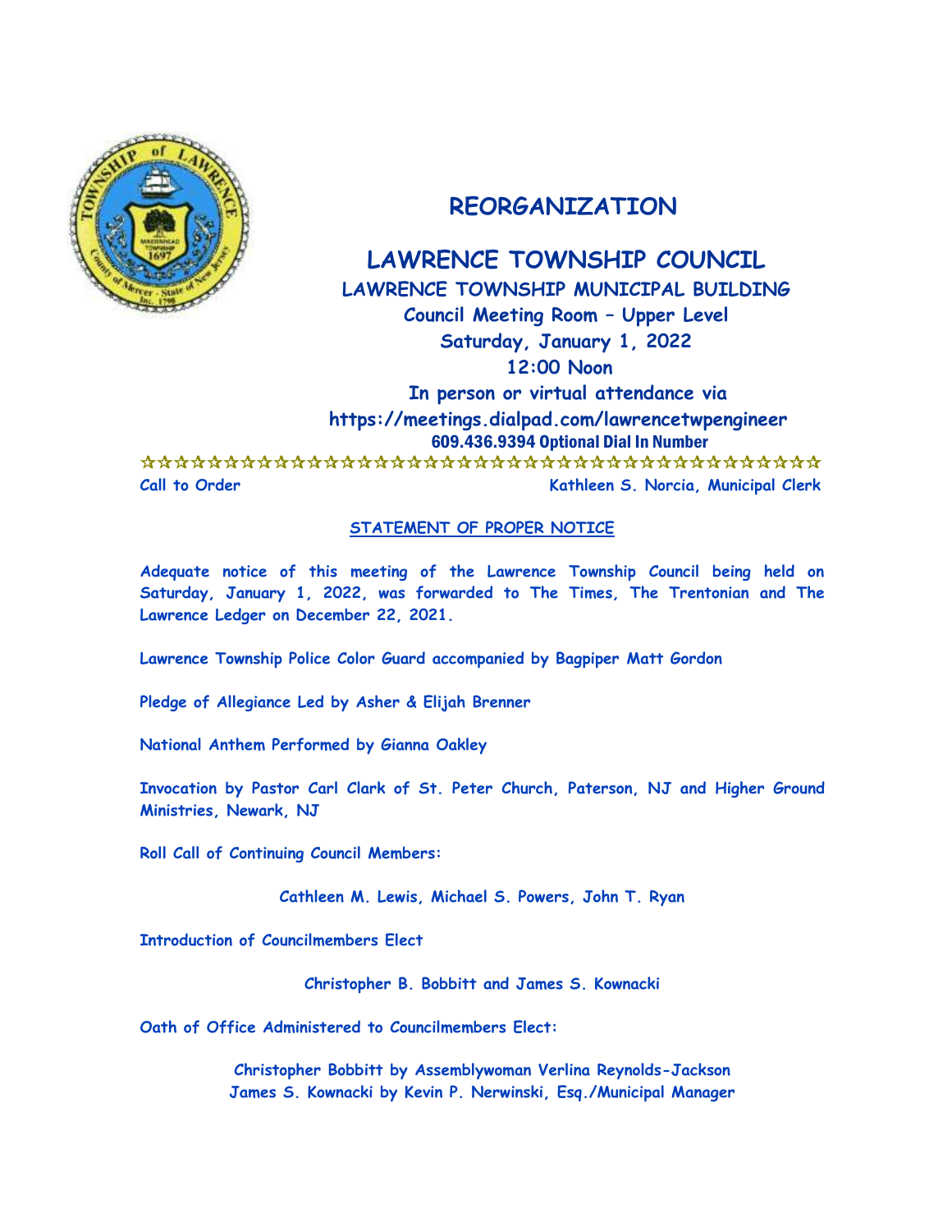# REORGANIZATION

## LAWRENCE TOWNSHIP COUNCIL

**LAWRENCE TOWNSHIP MUNICIPAL BUILDING**
**Council Meeting Room – Upper Level**
**Saturday, January 1, 2022**
**12:00 Noon**
**In person or virtual attendance via**
**https://meetings.dialpad.com/lawrencetwpengineer**
**609.436.9394 Optional Dial In Number**

☆☆☆☆☆☆☆☆☆☆☆☆☆☆☆☆☆☆☆☆☆☆☆☆☆☆☆☆☆☆☆☆☆☆☆☆☆☆☆☆☆☆☆

**Call to Order** — **Kathleen S. Norcia, Municipal Clerk**

**STATEMENT OF PROPER NOTICE**

**Adequate notice of this meeting of the Lawrence Township Council being held on Saturday, January 1, 2022, was forwarded to The Times, The Trentonian and The Lawrence Ledger on December 22, 2021.**

**Lawrence Township Police Color Guard accompanied by Bagpiper Matt Gordon**

**Pledge of Allegiance Led by Asher & Elijah Brenner**

**National Anthem Performed by Gianna Oakley**

**Invocation by Pastor Carl Clark of St. Peter Church, Paterson, NJ and Higher Ground Ministries, Newark, NJ**

**Roll Call of Continuing Council Members:**

**Cathleen M. Lewis, Michael S. Powers, John T. Ryan**

**Introduction of Councilmembers Elect**

**Christopher B. Bobbitt and James S. Kownacki**

**Oath of Office Administered to Councilmembers Elect:**

**Christopher Bobbitt by Assemblywoman Verlina Reynolds-Jackson**
**James S. Kownacki by Kevin P. Nerwinski, Esq./Municipal Manager**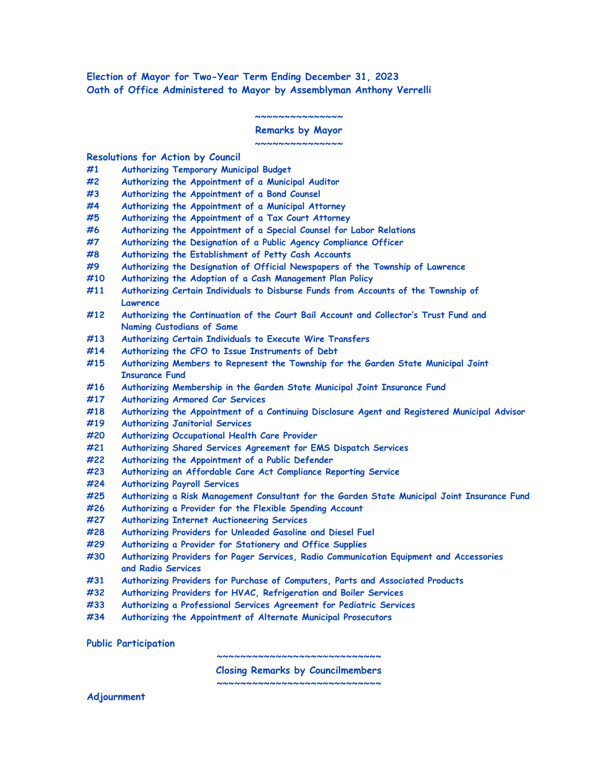**Election of Mayor for Two-Year Term Ending December 31, 2023**
**Oath of Office Administered to Mayor by Assemblyman Anthony Verrelli**

~~~~~~~~~~~~~~~

**Remarks by Mayor**

~~~~~~~~~~~~~~~

**Resolutions for Action by Council**

- #1 Authorizing Temporary Municipal Budget
- #2 Authorizing the Appointment of a Municipal Auditor
- #3 Authorizing the Appointment of a Bond Counsel
- #4 Authorizing the Appointment of a Municipal Attorney
- #5 Authorizing the Appointment of a Tax Court Attorney
- #6 Authorizing the Appointment of a Special Counsel for Labor Relations
- #7 Authorizing the Designation of a Public Agency Compliance Officer
- #8 Authorizing the Establishment of Petty Cash Accounts
- #9 Authorizing the Designation of Official Newspapers of the Township of Lawrence
- #10 Authorizing the Adoption of a Cash Management Plan Policy
- #11 Authorizing Certain Individuals to Disburse Funds from Accounts of the Township of Lawrence
- #12 Authorizing the Continuation of the Court Bail Account and Collector's Trust Fund and Naming Custodians of Same
- #13 Authorizing Certain Individuals to Execute Wire Transfers
- #14 Authorizing the CFO to Issue Instruments of Debt
- #15 Authorizing Members to Represent the Township for the Garden State Municipal Joint Insurance Fund
- #16 Authorizing Membership in the Garden State Municipal Joint Insurance Fund
- #17 Authorizing Armored Car Services
- #18 Authorizing the Appointment of a Continuing Disclosure Agent and Registered Municipal Advisor
- #19 Authorizing Janitorial Services
- #20 Authorizing Occupational Health Care Provider
- #21 Authorizing Shared Services Agreement for EMS Dispatch Services
- #22 Authorizing the Appointment of a Public Defender
- #23 Authorizing an Affordable Care Act Compliance Reporting Service
- #24 Authorizing Payroll Services
- #25 Authorizing a Risk Management Consultant for the Garden State Municipal Joint Insurance Fund
- #26 Authorizing a Provider for the Flexible Spending Account
- #27 Authorizing Internet Auctioneering Services
- #28 Authorizing Providers for Unleaded Gasoline and Diesel Fuel
- #29 Authorizing a Provider for Stationery and Office Supplies
- #30 Authorizing Providers for Pager Services, Radio Communication Equipment and Accessories and Radio Services
- #31 Authorizing Providers for Purchase of Computers, Parts and Associated Products
- #32 Authorizing Providers for HVAC, Refrigeration and Boiler Services
- #33 Authorizing a Professional Services Agreement for Pediatric Services
- #34 Authorizing the Appointment of Alternate Municipal Prosecutors

**Public Participation**

~~~~~~~~~~~~~~~~~~~~~~~~~~~~

**Closing Remarks by Councilmembers**

~~~~~~~~~~~~~~~~~~~~~~~~~~~~

**Adjournment**